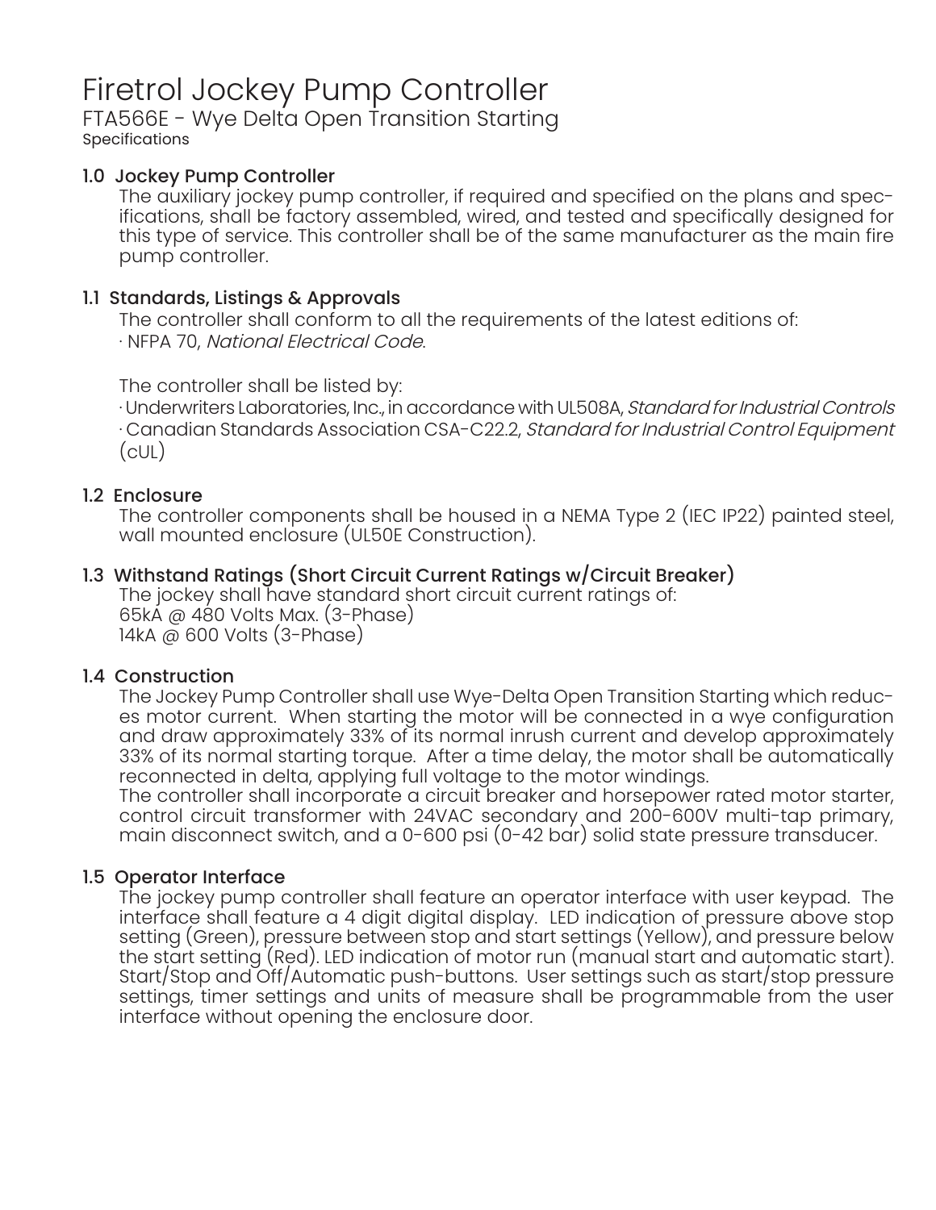# Firetrol Jockey Pump Controller

## FTA566E - Wye Delta Open Transition Starting

Specifications

### 1.0 Jockey Pump Controller

The auxiliary jockey pump controller, if required and specified on the plans and specifications, shall be factory assembled, wired, and tested and specifically designed for this type of service. This controller shall be of the same manufacturer as the main fire pump controller.

### 1.1 Standards, Listings & Approvals

The controller shall conform to all the requirements of the latest editions of:

· NFPA 70, *National Electrical Code*.

The controller shall be listed by:

· Underwriters Laboratories, Inc., in accordance with UL508A, *Standard for Industrial Controls*

· Canadian Standards Association CSA-C22.2, *Standard for Industrial Control Equipment* (cUL)

### 1.2 Enclosure

The controller components shall be housed in a NEMA Type 2 (IEC IP22) painted steel, wall mounted enclosure (UL50E Construction).

### 1.3 Withstand Ratings (Short Circuit Current Ratings w/Circuit Breaker)

The jockey shall have standard short circuit current ratings of:
65kA @ 480 Volts Max. (3-Phase)
14kA @ 600 Volts (3-Phase)

### 1.4 Construction

The Jockey Pump Controller shall use Wye-Delta Open Transition Starting which reduces motor current. When starting the motor will be connected in a wye configuration and draw approximately 33% of its normal inrush current and develop approximately 33% of its normal starting torque. After a time delay, the motor shall be automatically reconnected in delta, applying full voltage to the motor windings.
The controller shall incorporate a circuit breaker and horsepower rated motor starter, control circuit transformer with 24VAC secondary and 200-600V multi-tap primary, main disconnect switch, and a 0-600 psi (0-42 bar) solid state pressure transducer.

### 1.5 Operator Interface

The jockey pump controller shall feature an operator interface with user keypad. The interface shall feature a 4 digit digital display. LED indication of pressure above stop setting (Green), pressure between stop and start settings (Yellow), and pressure below the start setting (Red). LED indication of motor run (manual start and automatic start). Start/Stop and Off/Automatic push-buttons. User settings such as start/stop pressure settings, timer settings and units of measure shall be programmable from the user interface without opening the enclosure door.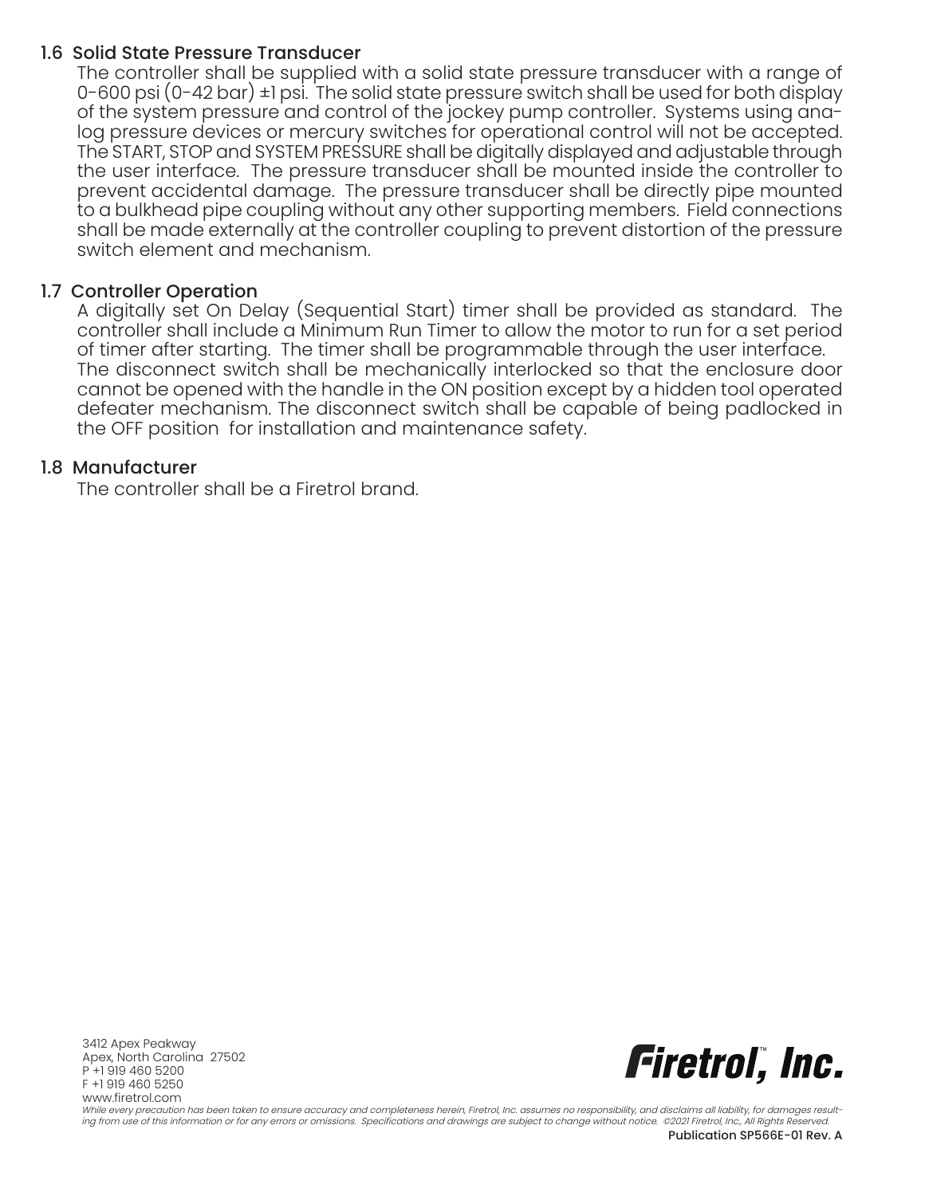### 1.6 Solid State Pressure Transducer

The controller shall be supplied with a solid state pressure transducer with a range of 0-600 psi (0-42 bar) ±1 psi. The solid state pressure switch shall be used for both display of the system pressure and control of the jockey pump controller. Systems using analog pressure devices or mercury switches for operational control will not be accepted. The START, STOP and SYSTEM PRESSURE shall be digitally displayed and adjustable through the user interface. The pressure transducer shall be mounted inside the controller to prevent accidental damage. The pressure transducer shall be directly pipe mounted to a bulkhead pipe coupling without any other supporting members. Field connections shall be made externally at the controller coupling to prevent distortion of the pressure switch element and mechanism.

### 1.7 Controller Operation

A digitally set On Delay (Sequential Start) timer shall be provided as standard. The controller shall include a Minimum Run Timer to allow the motor to run for a set period of timer after starting. The timer shall be programmable through the user interface.
The disconnect switch shall be mechanically interlocked so that the enclosure door cannot be opened with the handle in the ON position except by a hidden tool operated defeater mechanism. The disconnect switch shall be capable of being padlocked in the OFF position for installation and maintenance safety.

### 1.8 Manufacturer

The controller shall be a Firetrol brand.

3412 Apex Peakway
Apex, North Carolina 27502
P +1 919 460 5200
F +1 919 460 5250
www.firetrol.com

**Firetrol™, Inc.**

*While every precaution has been taken to ensure accuracy and completeness herein, Firetrol, Inc. assumes no responsibility, and disclaims all liability, for damages resulting from use of this information or for any errors or omissions. Specifications and drawings are subject to change without notice. ©2021 Firetrol, Inc., All Rights Reserved.*

**Publication SP566E-01 Rev. A**